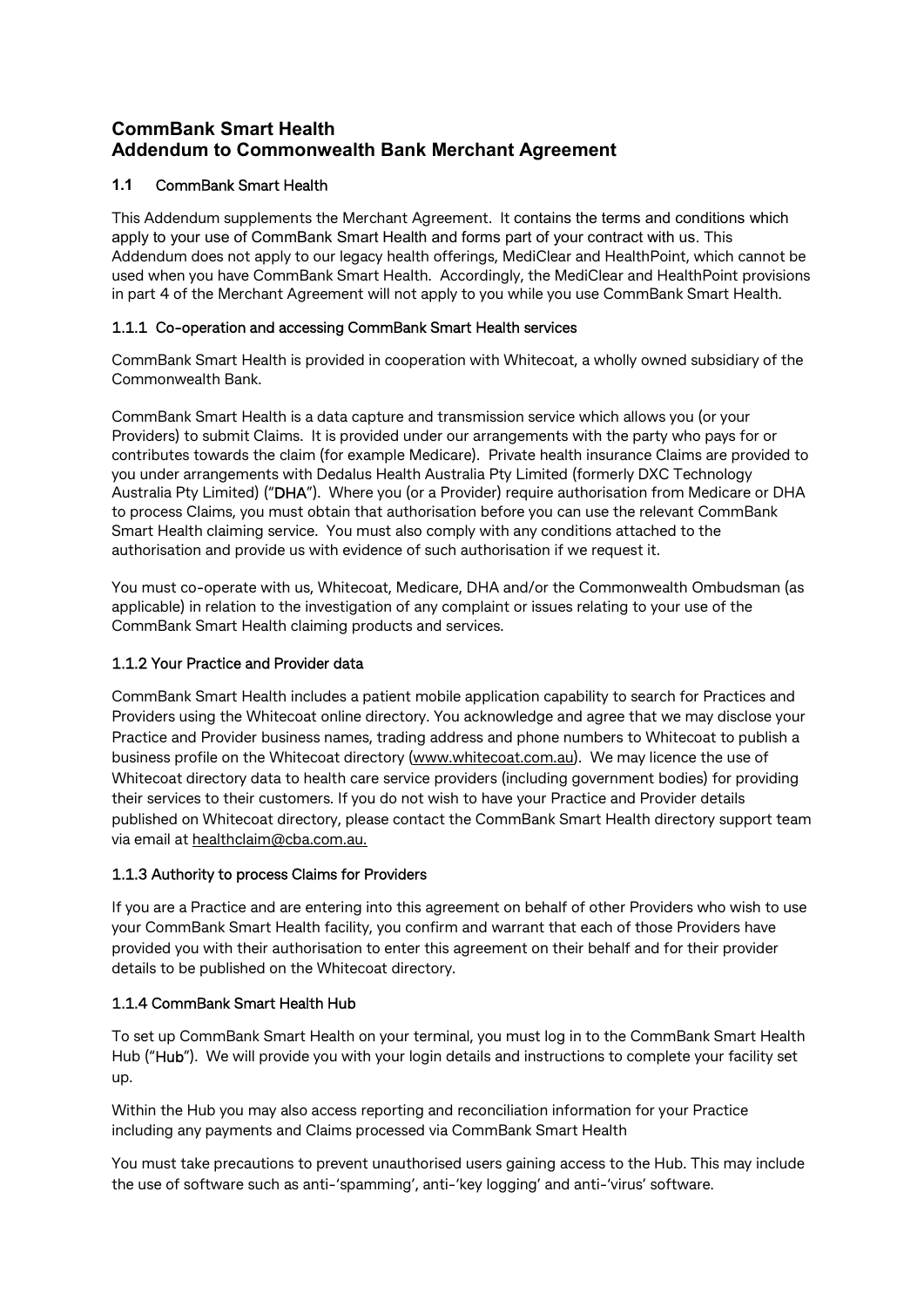# CommBank Smart Health
# Addendum to Commonwealth Bank Merchant Agreement

## 1.1 CommBank Smart Health

This Addendum supplements the Merchant Agreement. It contains the terms and conditions which apply to your use of CommBank Smart Health and forms part of your contract with us. This Addendum does not apply to our legacy health offerings, MediClear and HealthPoint, which cannot be used when you have CommBank Smart Health. Accordingly, the MediClear and HealthPoint provisions in part 4 of the Merchant Agreement will not apply to you while you use CommBank Smart Health.

### 1.1.1 Co-operation and accessing CommBank Smart Health services

CommBank Smart Health is provided in cooperation with Whitecoat, a wholly owned subsidiary of the Commonwealth Bank.

CommBank Smart Health is a data capture and transmission service which allows you (or your Providers) to submit Claims. It is provided under our arrangements with the party who pays for or contributes towards the claim (for example Medicare). Private health insurance Claims are provided to you under arrangements with Dedalus Health Australia Pty Limited (formerly DXC Technology Australia Pty Limited) ("**DHA**"). Where you (or a Provider) require authorisation from Medicare or DHA to process Claims, you must obtain that authorisation before you can use the relevant CommBank Smart Health claiming service. You must also comply with any conditions attached to the authorisation and provide us with evidence of such authorisation if we request it.

You must co-operate with us, Whitecoat, Medicare, DHA and/or the Commonwealth Ombudsman (as applicable) in relation to the investigation of any complaint or issues relating to your use of the CommBank Smart Health claiming products and services.

### 1.1.2 Your Practice and Provider data

CommBank Smart Health includes a patient mobile application capability to search for Practices and Providers using the Whitecoat online directory. You acknowledge and agree that we may disclose your Practice and Provider business names, trading address and phone numbers to Whitecoat to publish a business profile on the Whitecoat directory (www.whitecoat.com.au). We may licence the use of Whitecoat directory data to health care service providers (including government bodies) for providing their services to their customers. If you do not wish to have your Practice and Provider details published on Whitecoat directory, please contact the CommBank Smart Health directory support team via email at healthclaim@cba.com.au.

### 1.1.3 Authority to process Claims for Providers

If you are a Practice and are entering into this agreement on behalf of other Providers who wish to use your CommBank Smart Health facility, you confirm and warrant that each of those Providers have provided you with their authorisation to enter this agreement on their behalf and for their provider details to be published on the Whitecoat directory.

### 1.1.4 CommBank Smart Health Hub

To set up CommBank Smart Health on your terminal, you must log in to the CommBank Smart Health Hub ("**Hub**"). We will provide you with your login details and instructions to complete your facility set up.

Within the Hub you may also access reporting and reconciliation information for your Practice including any payments and Claims processed via CommBank Smart Health

You must take precautions to prevent unauthorised users gaining access to the Hub. This may include the use of software such as anti-'spamming', anti-'key logging' and anti-'virus' software.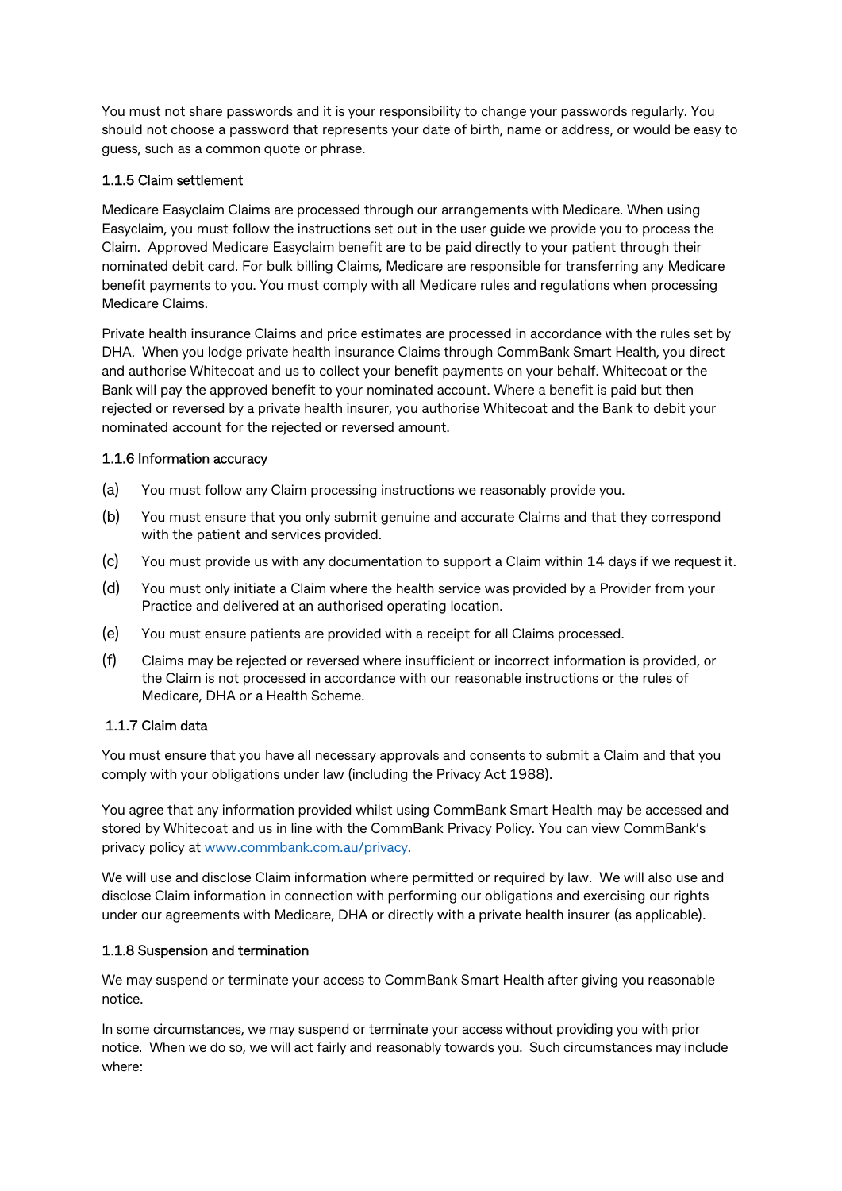You must not share passwords and it is your responsibility to change your passwords regularly. You should not choose a password that represents your date of birth, name or address, or would be easy to guess, such as a common quote or phrase.

#### 1.1.5 Claim settlement

Medicare Easyclaim Claims are processed through our arrangements with Medicare. When using Easyclaim, you must follow the instructions set out in the user guide we provide you to process the Claim. Approved Medicare Easyclaim benefit are to be paid directly to your patient through their nominated debit card. For bulk billing Claims, Medicare are responsible for transferring any Medicare benefit payments to you. You must comply with all Medicare rules and regulations when processing Medicare Claims.

Private health insurance Claims and price estimates are processed in accordance with the rules set by DHA. When you lodge private health insurance Claims through CommBank Smart Health, you direct and authorise Whitecoat and us to collect your benefit payments on your behalf. Whitecoat or the Bank will pay the approved benefit to your nominated account. Where a benefit is paid but then rejected or reversed by a private health insurer, you authorise Whitecoat and the Bank to debit your nominated account for the rejected or reversed amount.

#### 1.1.6 Information accuracy

(a) You must follow any Claim processing instructions we reasonably provide you.

(b) You must ensure that you only submit genuine and accurate Claims and that they correspond with the patient and services provided.

(c) You must provide us with any documentation to support a Claim within 14 days if we request it.

(d) You must only initiate a Claim where the health service was provided by a Provider from your Practice and delivered at an authorised operating location.

(e) You must ensure patients are provided with a receipt for all Claims processed.

(f) Claims may be rejected or reversed where insufficient or incorrect information is provided, or the Claim is not processed in accordance with our reasonable instructions or the rules of Medicare, DHA or a Health Scheme.

#### 1.1.7 Claim data

You must ensure that you have all necessary approvals and consents to submit a Claim and that you comply with your obligations under law (including the Privacy Act 1988).

You agree that any information provided whilst using CommBank Smart Health may be accessed and stored by Whitecoat and us in line with the CommBank Privacy Policy. You can view CommBank's privacy policy at [www.commbank.com.au/privacy](www.commbank.com.au/privacy).

We will use and disclose Claim information where permitted or required by law. We will also use and disclose Claim information in connection with performing our obligations and exercising our rights under our agreements with Medicare, DHA or directly with a private health insurer (as applicable).

#### 1.1.8 Suspension and termination

We may suspend or terminate your access to CommBank Smart Health after giving you reasonable notice.

In some circumstances, we may suspend or terminate your access without providing you with prior notice. When we do so, we will act fairly and reasonably towards you. Such circumstances may include where: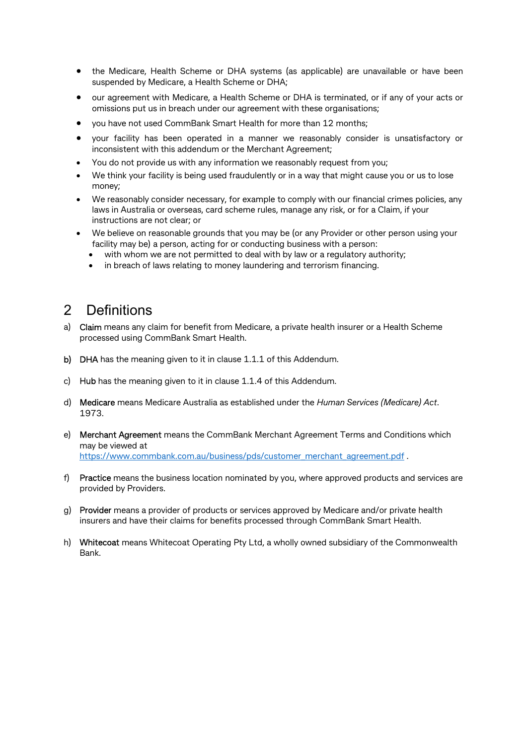- the Medicare, Health Scheme or DHA systems (as applicable) are unavailable or have been suspended by Medicare, a Health Scheme or DHA;
- our agreement with Medicare, a Health Scheme or DHA is terminated, or if any of your acts or omissions put us in breach under our agreement with these organisations;
- you have not used CommBank Smart Health for more than 12 months;
- your facility has been operated in a manner we reasonably consider is unsatisfactory or inconsistent with this addendum or the Merchant Agreement;
- You do not provide us with any information we reasonably request from you;
- We think your facility is being used fraudulently or in a way that might cause you or us to lose money;
- We reasonably consider necessary, for example to comply with our financial crimes policies, any laws in Australia or overseas, card scheme rules, manage any risk, or for a Claim, if your instructions are not clear; or
- We believe on reasonable grounds that you may be (or any Provider or other person using your facility may be) a person, acting for or conducting business with a person:
  - with whom we are not permitted to deal with by law or a regulatory authority;
  - in breach of laws relating to money laundering and terrorism financing.

# 2 Definitions

a) **Claim** means any claim for benefit from Medicare, a private health insurer or a Health Scheme processed using CommBank Smart Health.

b) **DHA** has the meaning given to it in clause 1.1.1 of this Addendum.

c) **Hub** has the meaning given to it in clause 1.1.4 of this Addendum.

d) **Medicare** means Medicare Australia as established under the *Human Services (Medicare) Act*. 1973.

e) **Merchant Agreement** means the CommBank Merchant Agreement Terms and Conditions which may be viewed at https://www.commbank.com.au/business/pds/customer_merchant_agreement.pdf .

f) **Practice** means the business location nominated by you, where approved products and services are provided by Providers.

g) **Provider** means a provider of products or services approved by Medicare and/or private health insurers and have their claims for benefits processed through CommBank Smart Health.

h) **Whitecoat** means Whitecoat Operating Pty Ltd, a wholly owned subsidiary of the Commonwealth Bank.